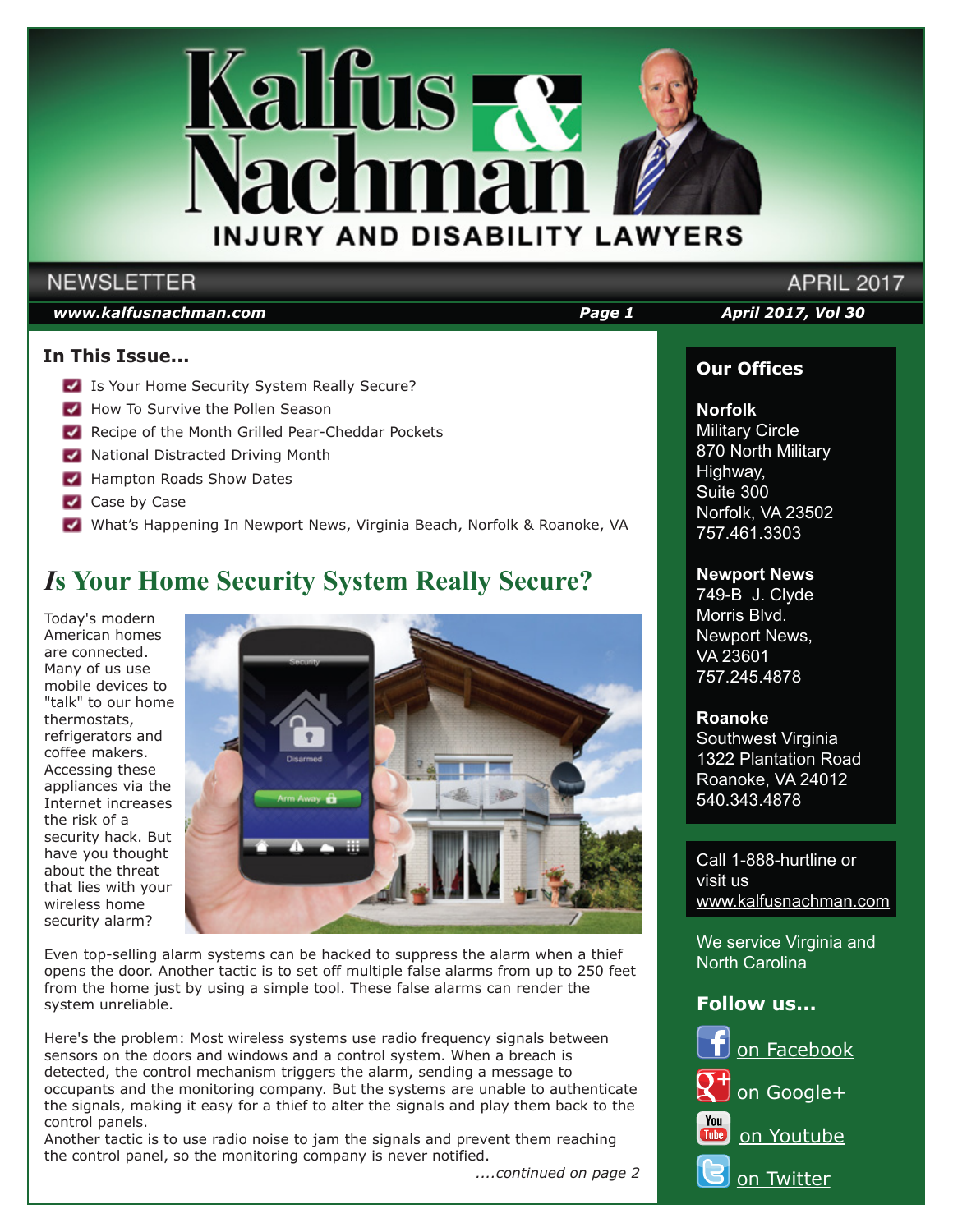# Kalfus & Nachman

## INJURY AND DISABILITY LAWYERS

NEWSLETTER APRIL 2017

### In This Issue...

- Is Your Home Security System Really Secure?
- How To Survive the Pollen Season
- Recipe of the Month Grilled Pear-Cheddar Pockets
- National Distracted Driving Month
- Hampton Roads Show Dates
- Case by Case
- What's Happening In Newport News, Virginia Beach, Norfolk & Roanoke, VA

## Is Your Home Security System Really Secure?

Today's modern American homes are connected. Many of us use mobile devices to "talk" to our home thermostats, refrigerators and coffee makers. Accessing these appliances via the Internet increases the risk of a security hack. But have you thought about the threat that lies with your wireless home security alarm?

Even top-selling alarm systems can be hacked to suppress the alarm when a thief opens the door. Another tactic is to set off multiple false alarms from up to 250 feet from the home just by using a simple tool. These false alarms can render the system unreliable.

Here's the problem: Most wireless systems use radio frequency signals between sensors on the doors and windows and a control system. When a breach is detected, the control mechanism triggers the alarm, sending a message to occupants and the monitoring company. But the systems are unable to authenticate the signals, making it easy for a thief to alter the signals and play them back to the control panels.
Another tactic is to use radio noise to jam the signals and prevent them reaching the control panel, so the monitoring company is never notified.

*....continued on page 2*

### Our Offices

**Norfolk**
Military Circle
870 North Military Highway,
Suite 300
Norfolk, VA 23502
757.461.3303

**Newport News**
749-B J. Clyde Morris Blvd.
Newport News, VA 23601
757.245.4878

**Roanoke**
Southwest Virginia
1322 Plantation Road
Roanoke, VA 24012
540.343.4878

Call 1-888-hurtline or visit us www.kalfusnachman.com

We service Virginia and North Carolina

### Follow us...

- on Facebook
- on Google+
- on Youtube
- on Twitter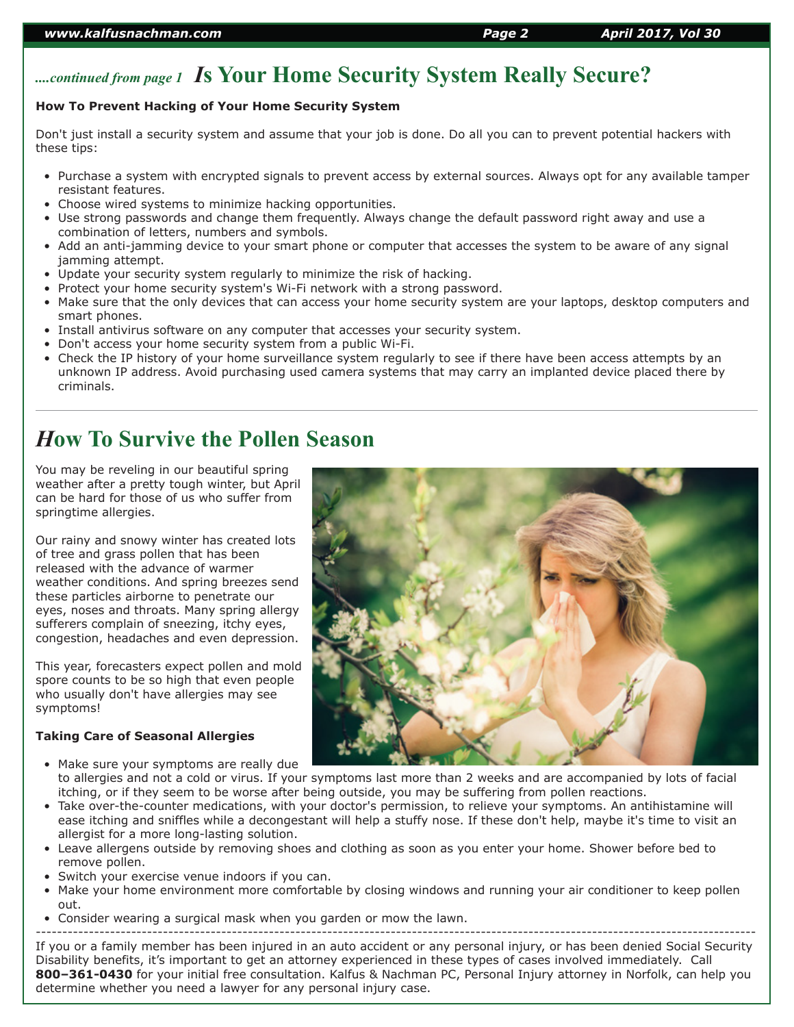*....continued from page 1* 

# Is Your Home Security System Really Secure?

**How To Prevent Hacking of Your Home Security System**

Don't just install a security system and assume that your job is done. Do all you can to prevent potential hackers with these tips:

- Purchase a system with encrypted signals to prevent access by external sources. Always opt for any available tamper resistant features.
- Choose wired systems to minimize hacking opportunities.
- Use strong passwords and change them frequently. Always change the default password right away and use a combination of letters, numbers and symbols.
- Add an anti-jamming device to your smart phone or computer that accesses the system to be aware of any signal jamming attempt.
- Update your security system regularly to minimize the risk of hacking.
- Protect your home security system's Wi-Fi network with a strong password.
- Make sure that the only devices that can access your home security system are your laptops, desktop computers and smart phones.
- Install antivirus software on any computer that accesses your security system.
- Don't access your home security system from a public Wi-Fi.
- Check the IP history of your home surveillance system regularly to see if there have been access attempts by an unknown IP address. Avoid purchasing used camera systems that may carry an implanted device placed there by criminals.

# How To Survive the Pollen Season

You may be reveling in our beautiful spring weather after a pretty tough winter, but April can be hard for those of us who suffer from springtime allergies.

Our rainy and snowy winter has created lots of tree and grass pollen that has been released with the advance of warmer weather conditions. And spring breezes send these particles airborne to penetrate our eyes, noses and throats. Many spring allergy sufferers complain of sneezing, itchy eyes, congestion, headaches and even depression.

This year, forecasters expect pollen and mold spore counts to be so high that even people who usually don't have allergies may see symptoms!

**Taking Care of Seasonal Allergies**

- Make sure your symptoms are really due to allergies and not a cold or virus. If your symptoms last more than 2 weeks and are accompanied by lots of facial itching, or if they seem to be worse after being outside, you may be suffering from pollen reactions.
- Take over-the-counter medications, with your doctor's permission, to relieve your symptoms. An antihistamine will ease itching and sniffles while a decongestant will help a stuffy nose. If these don't help, maybe it's time to visit an allergist for a more long-lasting solution.
- Leave allergens outside by removing shoes and clothing as soon as you enter your home. Shower before bed to remove pollen.
- Switch your exercise venue indoors if you can.
- Make your home environment more comfortable by closing windows and running your air conditioner to keep pollen out.
- Consider wearing a surgical mask when you garden or mow the lawn.

---

If you or a family member has been injured in an auto accident or any personal injury, or has been denied Social Security Disability benefits, it's important to get an attorney experienced in these types of cases involved immediately. Call **800–361-0430** for your initial free consultation. Kalfus & Nachman PC, Personal Injury attorney in Norfolk, can help you determine whether you need a lawyer for any personal injury case.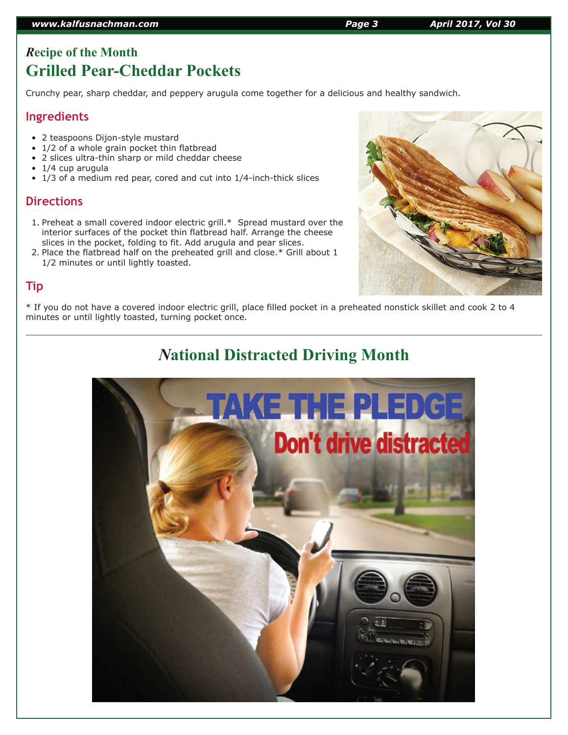## *R*ecipe of the Month

# Grilled Pear-Cheddar Pockets

Crunchy pear, sharp cheddar, and peppery arugula come together for a delicious and healthy sandwich.

### Ingredients

- 2 teaspoons Dijon-style mustard
- 1/2 of a whole grain pocket thin flatbread
- 2 slices ultra-thin sharp or mild cheddar cheese
- 1/4 cup arugula
- 1/3 of a medium red pear, cored and cut into 1/4-inch-thick slices

### Directions

1. Preheat a small covered indoor electric grill.* Spread mustard over the interior surfaces of the pocket thin flatbread half. Arrange the cheese slices in the pocket, folding to fit. Add arugula and pear slices.
2. Place the flatbread half on the preheated grill and close.* Grill about 1 1/2 minutes or until lightly toasted.

### Tip

* If you do not have a covered indoor electric grill, place filled pocket in a preheated nonstick skillet and cook 2 to 4 minutes or until lightly toasted, turning pocket once.

---

## *N*ational Distracted Driving Month

TAKE THE PLEDGE

Don't drive distracted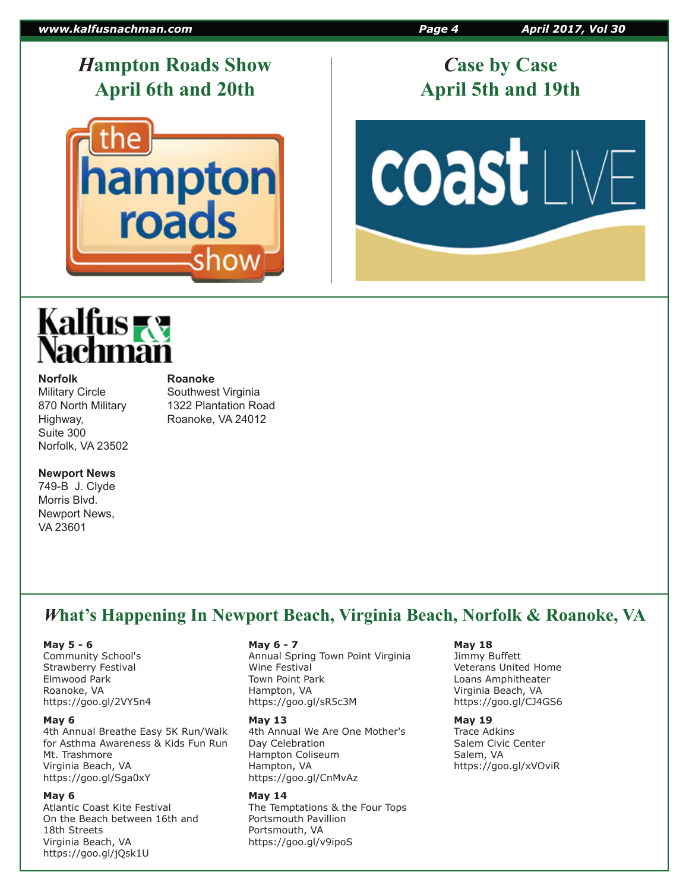## Hampton Roads Show
## April 6th and 20th

the hampton roads show

## Case by Case
## April 5th and 19th

coast LIVE

Kalfus & Nachman

**Norfolk**
Military Circle
870 North Military Highway,
Suite 300
Norfolk, VA 23502

**Newport News**
749-B J. Clyde Morris Blvd.
Newport News, VA 23601

**Roanoke**
Southwest Virginia
1322 Plantation Road
Roanoke, VA 24012

## What's Happening In Newport Beach, Virginia Beach, Norfolk & Roanoke, VA

**May 5 - 6**
Community School's Strawberry Festival
Elmwood Park
Roanoke, VA
https://goo.gl/2VY5n4

**May 6**
4th Annual Breathe Easy 5K Run/Walk for Asthma Awareness & Kids Fun Run
Mt. Trashmore
Virginia Beach, VA
https://goo.gl/Sga0xY

**May 6**
Atlantic Coast Kite Festival
On the Beach between 16th and 18th Streets
Virginia Beach, VA
https://goo.gl/jQsk1U

**May 6 - 7**
Annual Spring Town Point Virginia Wine Festival
Town Point Park
Hampton, VA
https://goo.gl/sR5c3M

**May 13**
4th Annual We Are One Mother's Day Celebration
Hampton Coliseum
Hampton, VA
https://goo.gl/CnMvAz

**May 14**
The Temptations & the Four Tops
Portsmouth Pavillion
Portsmouth, VA
https://goo.gl/v9ipoS

**May 18**
Jimmy Buffett
Veterans United Home Loans Amphitheater
Virginia Beach, VA
https://goo.gl/CJ4GS6

**May 19**
Trace Adkins
Salem Civic Center
Salem, VA
https://goo.gl/xVOviR